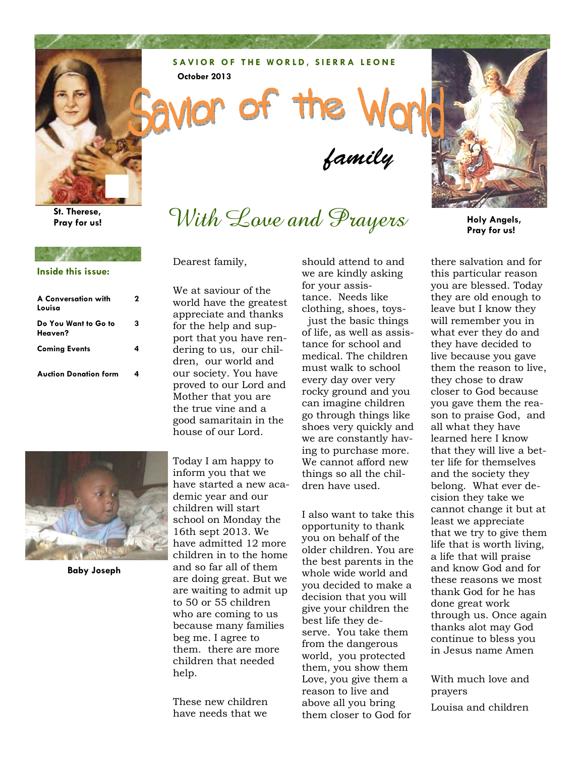**SAVIOR OF THE WORLD, SIERRA LEONE**

**October 2013**

# Savior of the World *family*

St. Therese, Pray for us!

Holy Angels, Pray for us!

## With Love and Prayers

**Inside this issue:**

| | |
|---|---|
| A Conversation with Louisa | 2 |
| Do You Want to Go to Heaven? | 3 |
| Coming Events | 4 |
| Auction Donation form | 4 |

Baby Joseph

Dearest family,

We at saviour of the world have the greatest appreciate and thanks for the help and support that you have rendering to us, our children, our world and our society. You have proved to our Lord and Mother that you are the true vine and a good samaritain in the house of our Lord.

Today I am happy to inform you that we have started a new academic year and our children will start school on Monday the 16th sept 2013. We have admitted 12 more children in to the home and so far all of them are doing great. But we are waiting to admit up to 50 or 55 children who are coming to us because many families beg me. I agree to them. there are more children that needed help.

These new children have needs that we should attend to and we are kindly asking for your assistance. Needs like clothing, shoes, toys- just the basic things of life, as well as assistance for school and medical. The children must walk to school every day over very rocky ground and you can imagine children go through things like shoes very quickly and we are constantly having to purchase more. We cannot afford new things so all the children have used.

I also want to take this opportunity to thank you on behalf of the older children. You are the best parents in the whole wide world and you decided to make a decision that you will give your children the best life they deserve. You take them from the dangerous world, you protected them, you show them Love, you give them a reason to live and above all you bring them closer to God for there salvation and for this particular reason you are blessed. Today they are old enough to leave but I know they will remember you in what ever they do and they have decided to live because you gave them the reason to live, they chose to draw closer to God because you gave them the reason to praise God, and all what they have learned here I know that they will live a better life for themselves and the society they belong. What ever decision they take we cannot change it but at least we appreciate that we try to give them life that is worth living, a life that will praise and know God and for these reasons we most thank God for he has done great work through us. Once again thanks alot may God continue to bless you in Jesus name Amen

With much love and prayers

Louisa and children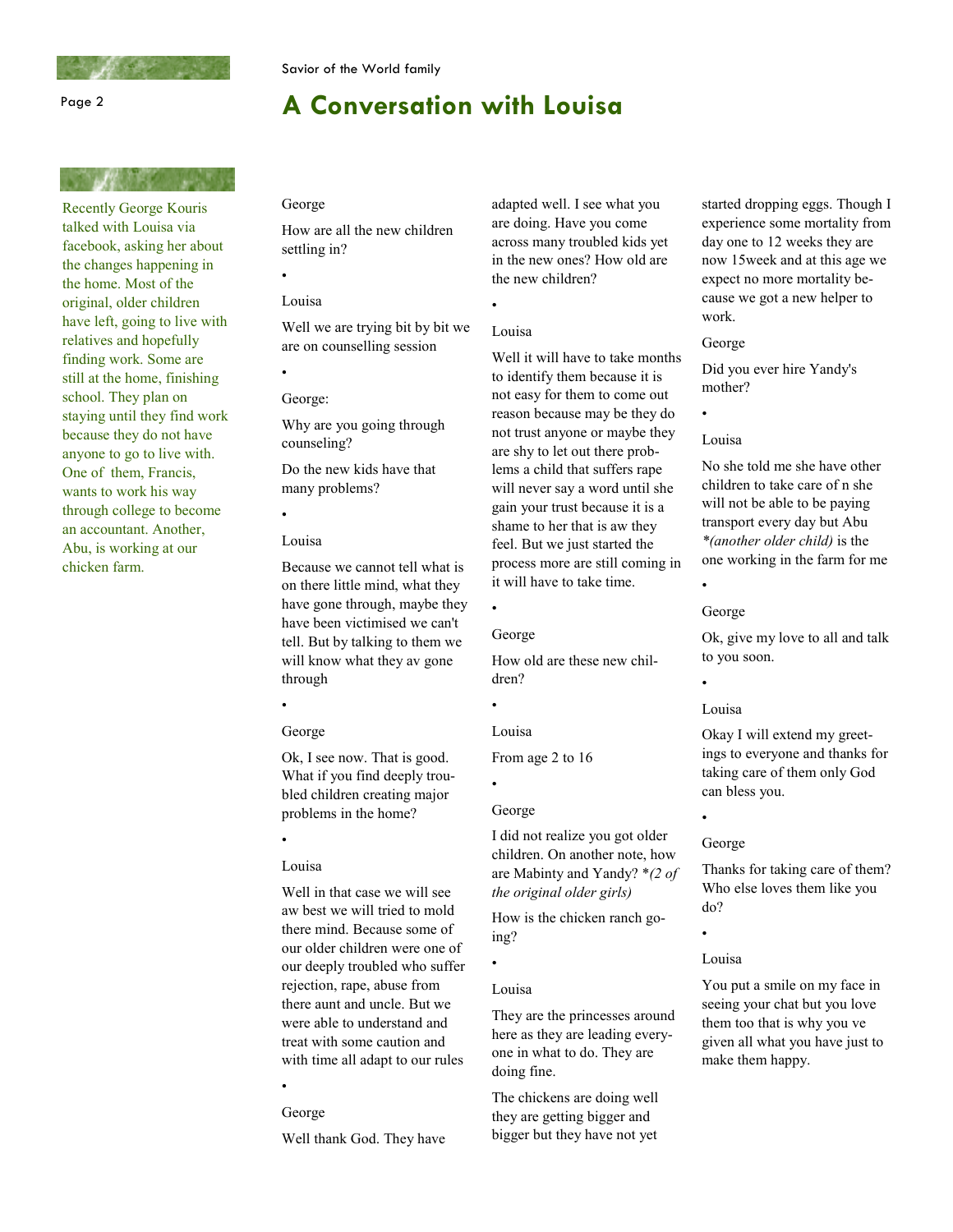# A Conversation with Louisa

Recently George Kouris talked with Louisa via facebook, asking her about the changes happening in the home. Most of the original, older children have left, going to live with relatives and hopefully finding work. Some are still at the home, finishing school. They plan on staying until they find work because they do not have anyone to go to live with. One of them, Francis, wants to work his way through college to become an accountant. Another, Abu, is working at our chicken farm.

George

How are all the new children settling in?

•

Louisa

Well we are trying bit by bit we are on counselling session

•

George:

Why are you going through counseling?

Do the new kids have that many problems?

•

Louisa

Because we cannot tell what is on there little mind, what they have gone through, maybe they have been victimised we can't tell. But by talking to them we will know what they av gone through

•

George

Ok, I see now. That is good. What if you find deeply troubled children creating major problems in the home?

•

Louisa

Well in that case we will see aw best we will tried to mold there mind. Because some of our older children were one of our deeply troubled who suffer rejection, rape, abuse from there aunt and uncle. But we were able to understand and treat with some caution and with time all adapt to our rules

•

George

Well thank God. They have adapted well. I see what you are doing. Have you come across many troubled kids yet in the new ones? How old are the new children?

•

Louisa

Well it will have to take months to identify them because it is not easy for them to come out reason because may be they do not trust anyone or maybe they are shy to let out there problems a child that suffers rape will never say a word until she gain your trust because it is a shame to her that is aw they feel. But we just started the process more are still coming in it will have to take time.

•

George

How old are these new children?

•

Louisa

From age 2 to 16

•

George

I did not realize you got older children. On another note, how are Mabinty and Yandy? **(2 of the original older girls)*

How is the chicken ranch going?

•

Louisa

They are the princesses around here as they are leading everyone in what to do. They are doing fine.

The chickens are doing well they are getting bigger and bigger but they have not yet started dropping eggs. Though I experience some mortality from day one to 12 weeks they are now 15week and at this age we expect no more mortality because we got a new helper to work.

George

Did you ever hire Yandy's mother?

•

Louisa

No she told me she have other children to take care of n she will not be able to be paying transport every day but Abu **(another older child)* is the one working in the farm for me

•

George

Ok, give my love to all and talk to you soon.

•

Louisa

Okay I will extend my greetings to everyone and thanks for taking care of them only God can bless you.

•

George

Thanks for taking care of them? Who else loves them like you do?

•

Louisa

You put a smile on my face in seeing your chat but you love them too that is why you ve given all what you have just to make them happy.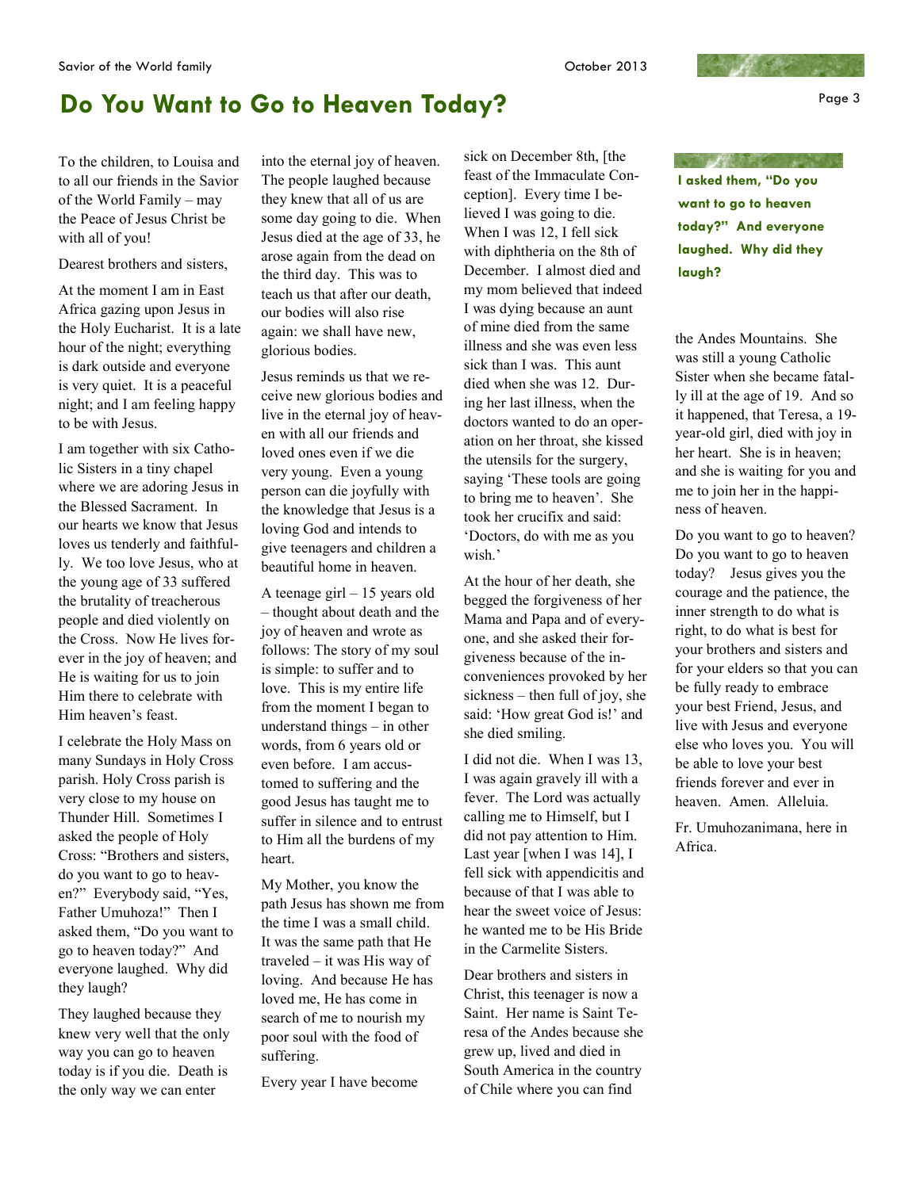# Do You Want to Go to Heaven Today?

To the children, to Louisa and to all our friends in the Savior of the World Family – may the Peace of Jesus Christ be with all of you!

Dearest brothers and sisters,

At the moment I am in East Africa gazing upon Jesus in the Holy Eucharist. It is a late hour of the night; everything is dark outside and everyone is very quiet. It is a peaceful night; and I am feeling happy to be with Jesus.

I am together with six Catholic Sisters in a tiny chapel where we are adoring Jesus in the Blessed Sacrament. In our hearts we know that Jesus loves us tenderly and faithfully. We too love Jesus, who at the young age of 33 suffered the brutality of treacherous people and died violently on the Cross. Now He lives forever in the joy of heaven; and He is waiting for us to join Him there to celebrate with Him heaven's feast.

I celebrate the Holy Mass on many Sundays in Holy Cross parish. Holy Cross parish is very close to my house on Thunder Hill. Sometimes I asked the people of Holy Cross: "Brothers and sisters, do you want to go to heaven?" Everybody said, "Yes, Father Umuhoza!" Then I asked them, "Do you want to go to heaven today?" And everyone laughed. Why did they laugh?

They laughed because they knew very well that the only way you can go to heaven today is if you die. Death is the only way we can enter into the eternal joy of heaven. The people laughed because they knew that all of us are some day going to die. When Jesus died at the age of 33, he arose again from the dead on the third day. This was to teach us that after our death, our bodies will also rise again: we shall have new, glorious bodies.

Jesus reminds us that we receive new glorious bodies and live in the eternal joy of heaven with all our friends and loved ones even if we die very young. Even a young person can die joyfully with the knowledge that Jesus is a loving God and intends to give teenagers and children a beautiful home in heaven.

A teenage girl – 15 years old – thought about death and the joy of heaven and wrote as follows: The story of my soul is simple: to suffer and to love. This is my entire life from the moment I began to understand things – in other words, from 6 years old or even before. I am accustomed to suffering and the good Jesus has taught me to suffer in silence and to entrust to Him all the burdens of my heart.

My Mother, you know the path Jesus has shown me from the time I was a small child. It was the same path that He traveled – it was His way of loving. And because He has loved me, He has come in search of me to nourish my poor soul with the food of suffering.

Every year I have become sick on December 8th, [the feast of the Immaculate Conception]. Every time I believed I was going to die. When I was 12, I fell sick with diphtheria on the 8th of December. I almost died and my mom believed that indeed I was dying because an aunt of mine died from the same illness and she was even less sick than I was. This aunt died when she was 12. During her last illness, when the doctors wanted to do an operation on her throat, she kissed the utensils for the surgery, saying 'These tools are going to bring me to heaven'. She took her crucifix and said: 'Doctors, do with me as you wish.'

At the hour of her death, she begged the forgiveness of her Mama and Papa and of everyone, and she asked their forgiveness because of the inconveniences provoked by her sickness – then full of joy, she said: 'How great God is!' and she died smiling.

I did not die. When I was 13, I was again gravely ill with a fever. The Lord was actually calling me to Himself, but I did not pay attention to Him. Last year [when I was 14], I fell sick with appendicitis and because of that I was able to hear the sweet voice of Jesus: he wanted me to be His Bride in the Carmelite Sisters.

Dear brothers and sisters in Christ, this teenager is now a Saint. Her name is Saint Teresa of the Andes because she grew up, lived and died in South America in the country of Chile where you can find the Andes Mountains. She was still a young Catholic Sister when she became fatally ill at the age of 19. And so it happened, that Teresa, a 19-year-old girl, died with joy in her heart. She is in heaven; and she is waiting for you and me to join her in the happiness of heaven.

**I asked them, "Do you want to go to heaven today?" And everyone laughed. Why did they laugh?**

Do you want to go to heaven? Do you want to go to heaven today? Jesus gives you the courage and the patience, the inner strength to do what is right, to do what is best for your brothers and sisters and for your elders so that you can be fully ready to embrace your best Friend, Jesus, and live with Jesus and everyone else who loves you. You will be able to love your best friends forever and ever in heaven. Amen. Alleluia.

Fr. Umuhozanimana, here in Africa.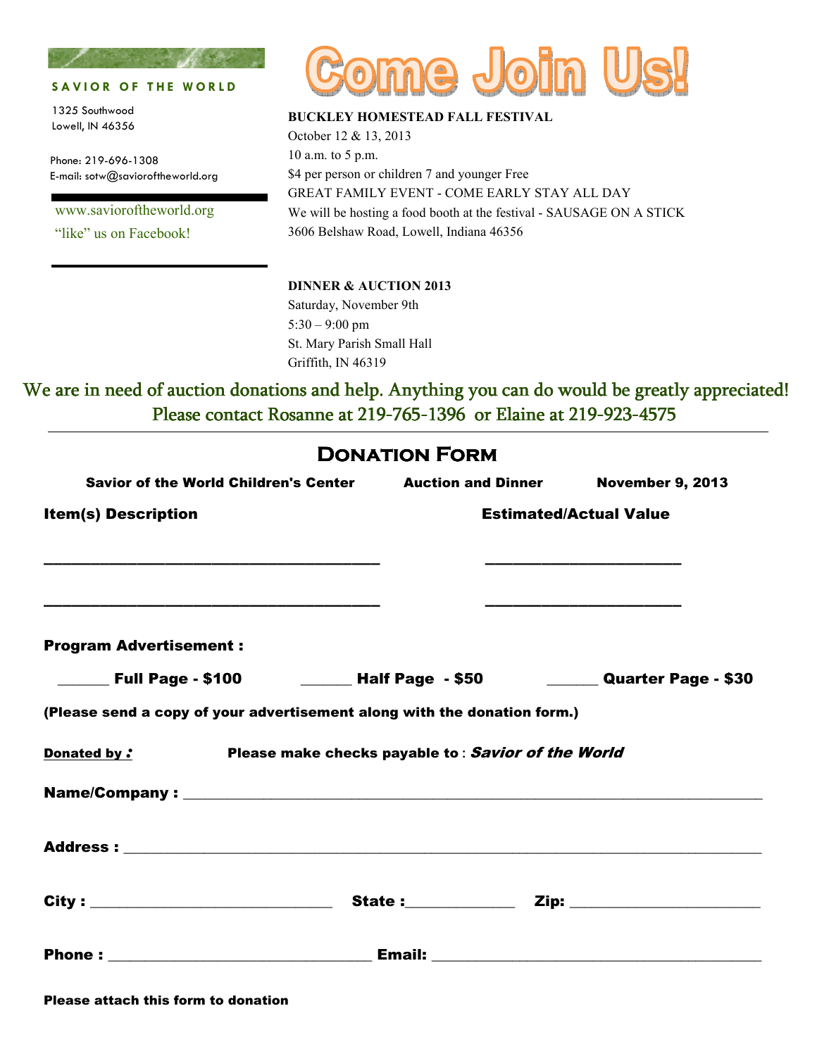**SAVIOR OF THE WORLD**

1325 Southwood
Lowell, IN 46356

Phone: 219-696-1308
E-mail: sotw@savioroftheworld.org

www.savioroftheworld.org

"like" us on Facebook!

# Come Join Us!

**BUCKLEY HOMESTEAD FALL FESTIVAL**
October 12 & 13, 2013
10 a.m. to 5 p.m.
$4 per person or children 7 and younger Free
GREAT FAMILY EVENT - COME EARLY STAY ALL DAY
We will be hosting a food booth at the festival - SAUSAGE ON A STICK
3606 Belshaw Road, Lowell, Indiana 46356

**DINNER & AUCTION 2013**
Saturday, November 9th
5:30 – 9:00 pm
St. Mary Parish Small Hall
Griffith, IN 46319

We are in need of auction donations and help. Anything you can do would be greatly appreciated!
Please contact Rosanne at 219-765-1396 or Elaine at 219-923-4575

---

## Donation Form

**Savior of the World Children's Center** **Auction and Dinner** **November 9, 2013**

**Item(s) Description** **Estimated/Actual Value**

________________________________________ ________________________

________________________________________ ________________________

**Program Advertisement :**

______ **Full Page - $100** ______ **Half Page - $50** ______ **Quarter Page - $30**

**(Please send a copy of your advertisement along with the donation form.)**

**Donated by :** **Please make checks payable to** : ***Savior of the World***

**Name/Company :** ____________________________________________________________

**Address :** ____________________________________________________________

**City :** ______________________________ **State :**_____________ **Zip:** ______________________

**Phone :** ________________________________ **Email:** ________________________________________

**Please attach this form to donation**